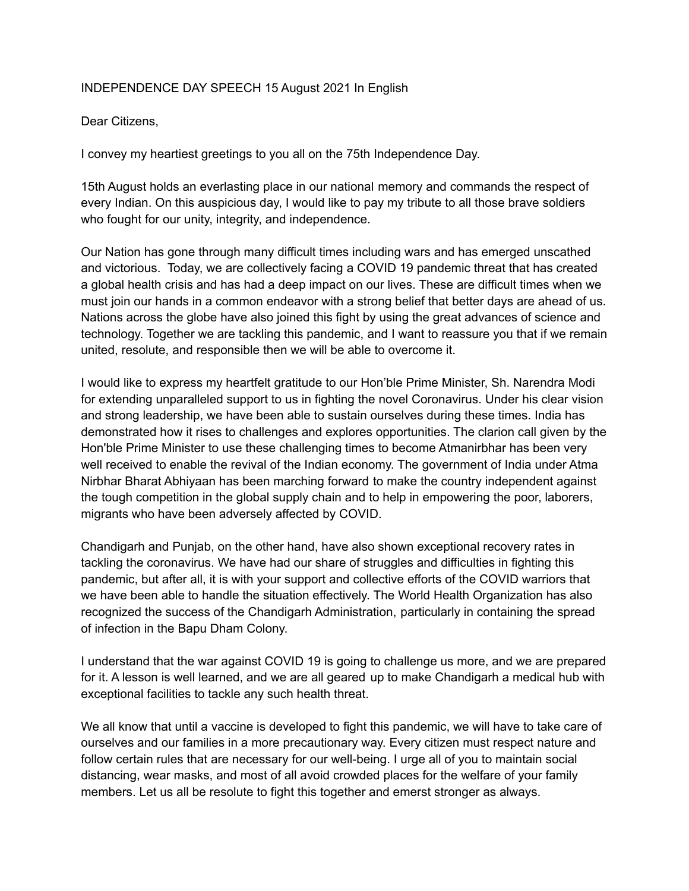INDEPENDENCE DAY SPEECH 15 August 2021 In English

Dear Citizens,

I convey my heartiest greetings to you all on the 75th Independence Day.

15th August holds an everlasting place in our national memory and commands the respect of every Indian. On this auspicious day, I would like to pay my tribute to all those brave soldiers who fought for our unity, integrity, and independence.

Our Nation has gone through many difficult times including wars and has emerged unscathed and victorious. Today, we are collectively facing a COVID 19 pandemic threat that has created a global health crisis and has had a deep impact on our lives. These are difficult times when we must join our hands in a common endeavor with a strong belief that better days are ahead of us. Nations across the globe have also joined this fight by using the great advances of science and technology. Together we are tackling this pandemic, and I want to reassure you that if we remain united, resolute, and responsible then we will be able to overcome it.

I would like to express my heartfelt gratitude to our Hon'ble Prime Minister, Sh. Narendra Modi for extending unparalleled support to us in fighting the novel Coronavirus. Under his clear vision and strong leadership, we have been able to sustain ourselves during these times. India has demonstrated how it rises to challenges and explores opportunities. The clarion call given by the Hon'ble Prime Minister to use these challenging times to become Atmanirbhar has been very well received to enable the revival of the Indian economy. The government of India under Atma Nirbhar Bharat Abhiyaan has been marching forward to make the country independent against the tough competition in the global supply chain and to help in empowering the poor, laborers, migrants who have been adversely affected by COVID.

Chandigarh and Punjab, on the other hand, have also shown exceptional recovery rates in tackling the coronavirus. We have had our share of struggles and difficulties in fighting this pandemic, but after all, it is with your support and collective efforts of the COVID warriors that we have been able to handle the situation effectively. The World Health Organization has also recognized the success of the Chandigarh Administration, particularly in containing the spread of infection in the Bapu Dham Colony.

I understand that the war against COVID 19 is going to challenge us more, and we are prepared for it. A lesson is well learned, and we are all geared up to make Chandigarh a medical hub with exceptional facilities to tackle any such health threat.

We all know that until a vaccine is developed to fight this pandemic, we will have to take care of ourselves and our families in a more precautionary way. Every citizen must respect nature and follow certain rules that are necessary for our well-being. I urge all of you to maintain social distancing, wear masks, and most of all avoid crowded places for the welfare of your family members. Let us all be resolute to fight this together and emerst stronger as always.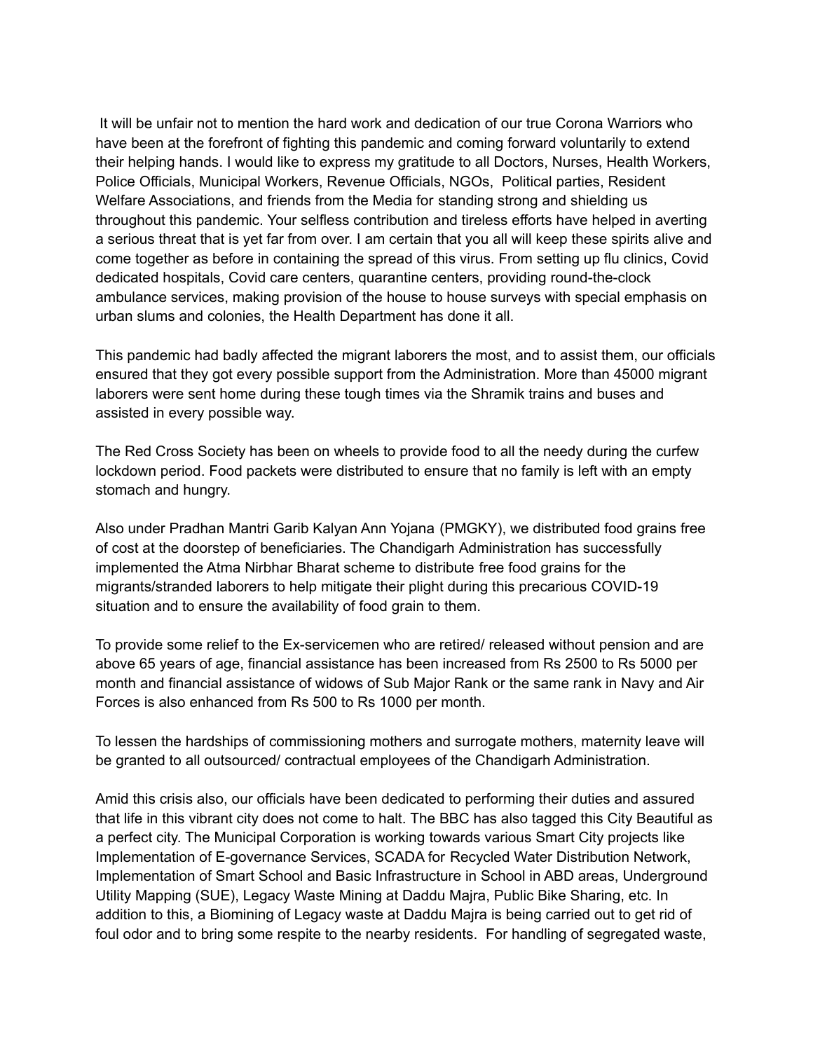It will be unfair not to mention the hard work and dedication of our true Corona Warriors who have been at the forefront of fighting this pandemic and coming forward voluntarily to extend their helping hands. I would like to express my gratitude to all Doctors, Nurses, Health Workers, Police Officials, Municipal Workers, Revenue Officials, NGOs, Political parties, Resident Welfare Associations, and friends from the Media for standing strong and shielding us throughout this pandemic. Your selfless contribution and tireless efforts have helped in averting a serious threat that is yet far from over. I am certain that you all will keep these spirits alive and come together as before in containing the spread of this virus. From setting up flu clinics, Covid dedicated hospitals, Covid care centers, quarantine centers, providing round-the-clock ambulance services, making provision of the house to house surveys with special emphasis on urban slums and colonies, the Health Department has done it all.

This pandemic had badly affected the migrant laborers the most, and to assist them, our officials ensured that they got every possible support from the Administration. More than 45000 migrant laborers were sent home during these tough times via the Shramik trains and buses and assisted in every possible way.

The Red Cross Society has been on wheels to provide food to all the needy during the curfew lockdown period. Food packets were distributed to ensure that no family is left with an empty stomach and hungry.

Also under Pradhan Mantri Garib Kalyan Ann Yojana (PMGKY), we distributed food grains free of cost at the doorstep of beneficiaries. The Chandigarh Administration has successfully implemented the Atma Nirbhar Bharat scheme to distribute free food grains for the migrants/stranded laborers to help mitigate their plight during this precarious COVID-19 situation and to ensure the availability of food grain to them.

To provide some relief to the Ex-servicemen who are retired/ released without pension and are above 65 years of age, financial assistance has been increased from Rs 2500 to Rs 5000 per month and financial assistance of widows of Sub Major Rank or the same rank in Navy and Air Forces is also enhanced from Rs 500 to Rs 1000 per month.

To lessen the hardships of commissioning mothers and surrogate mothers, maternity leave will be granted to all outsourced/ contractual employees of the Chandigarh Administration.

Amid this crisis also, our officials have been dedicated to performing their duties and assured that life in this vibrant city does not come to halt. The BBC has also tagged this City Beautiful as a perfect city. The Municipal Corporation is working towards various Smart City projects like Implementation of E-governance Services, SCADA for Recycled Water Distribution Network, Implementation of Smart School and Basic Infrastructure in School in ABD areas, Underground Utility Mapping (SUE), Legacy Waste Mining at Daddu Majra, Public Bike Sharing, etc. In addition to this, a Biomining of Legacy waste at Daddu Majra is being carried out to get rid of foul odor and to bring some respite to the nearby residents. For handling of segregated waste,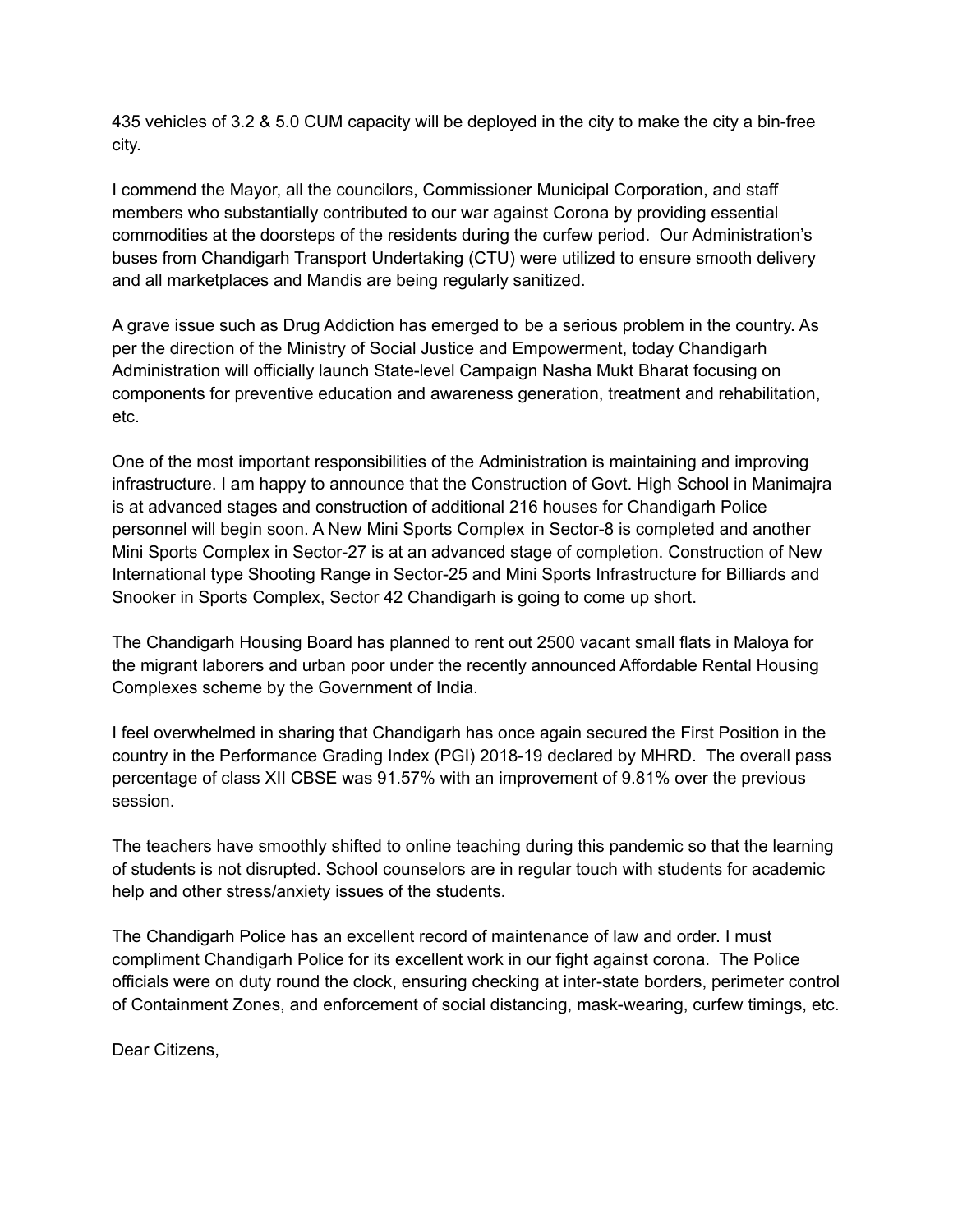435 vehicles of 3.2 & 5.0 CUM capacity will be deployed in the city to make the city a bin-free city.

I commend the Mayor, all the councilors, Commissioner Municipal Corporation, and staff members who substantially contributed to our war against Corona by providing essential commodities at the doorsteps of the residents during the curfew period. Our Administration's buses from Chandigarh Transport Undertaking (CTU) were utilized to ensure smooth delivery and all marketplaces and Mandis are being regularly sanitized.

A grave issue such as Drug Addiction has emerged to be a serious problem in the country. As per the direction of the Ministry of Social Justice and Empowerment, today Chandigarh Administration will officially launch State-level Campaign Nasha Mukt Bharat focusing on components for preventive education and awareness generation, treatment and rehabilitation, etc.

One of the most important responsibilities of the Administration is maintaining and improving infrastructure. I am happy to announce that the Construction of Govt. High School in Manimajra is at advanced stages and construction of additional 216 houses for Chandigarh Police personnel will begin soon. A New Mini Sports Complex in Sector-8 is completed and another Mini Sports Complex in Sector-27 is at an advanced stage of completion. Construction of New International type Shooting Range in Sector-25 and Mini Sports Infrastructure for Billiards and Snooker in Sports Complex, Sector 42 Chandigarh is going to come up short.

The Chandigarh Housing Board has planned to rent out 2500 vacant small flats in Maloya for the migrant laborers and urban poor under the recently announced Affordable Rental Housing Complexes scheme by the Government of India.

I feel overwhelmed in sharing that Chandigarh has once again secured the First Position in the country in the Performance Grading Index (PGI) 2018-19 declared by MHRD. The overall pass percentage of class XII CBSE was 91.57% with an improvement of 9.81% over the previous session.

The teachers have smoothly shifted to online teaching during this pandemic so that the learning of students is not disrupted. School counselors are in regular touch with students for academic help and other stress/anxiety issues of the students.

The Chandigarh Police has an excellent record of maintenance of law and order. I must compliment Chandigarh Police for its excellent work in our fight against corona. The Police officials were on duty round the clock, ensuring checking at inter-state borders, perimeter control of Containment Zones, and enforcement of social distancing, mask-wearing, curfew timings, etc.

Dear Citizens,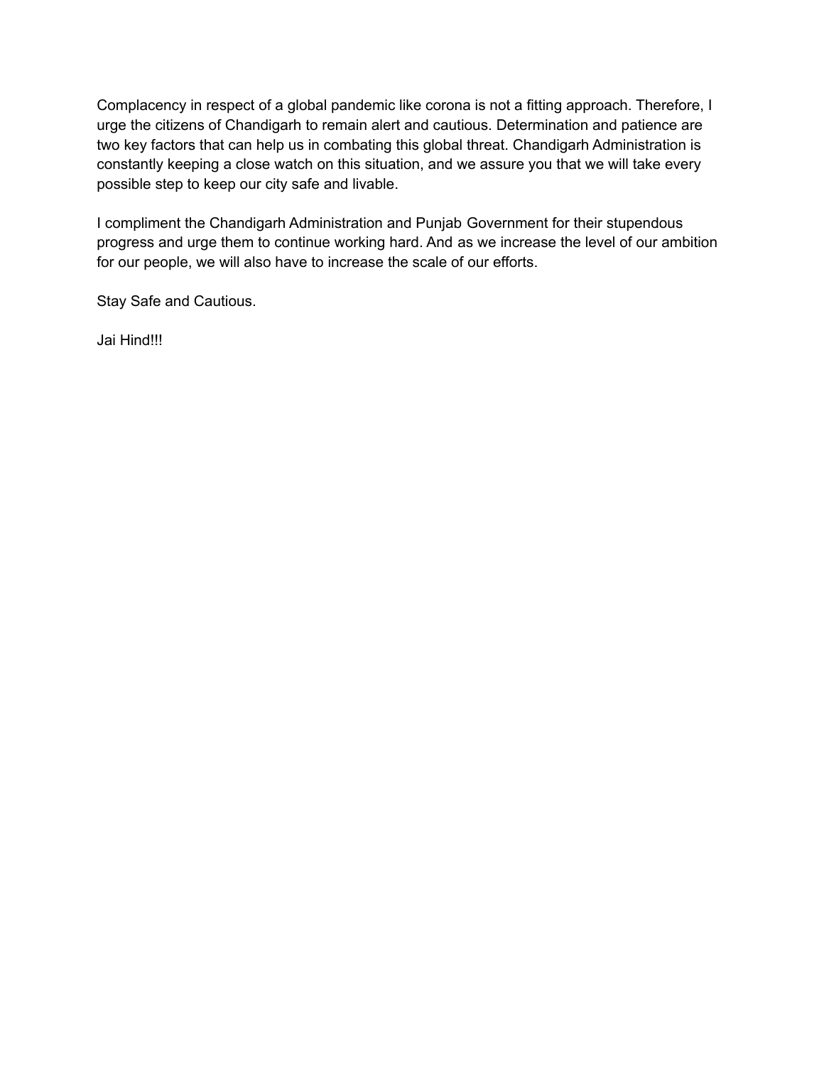Complacency in respect of a global pandemic like corona is not a fitting approach. Therefore, I urge the citizens of Chandigarh to remain alert and cautious. Determination and patience are two key factors that can help us in combating this global threat. Chandigarh Administration is constantly keeping a close watch on this situation, and we assure you that we will take every possible step to keep our city safe and livable.

I compliment the Chandigarh Administration and Punjab Government for their stupendous progress and urge them to continue working hard. And as we increase the level of our ambition for our people, we will also have to increase the scale of our efforts.

Stay Safe and Cautious.

Jai Hind!!!